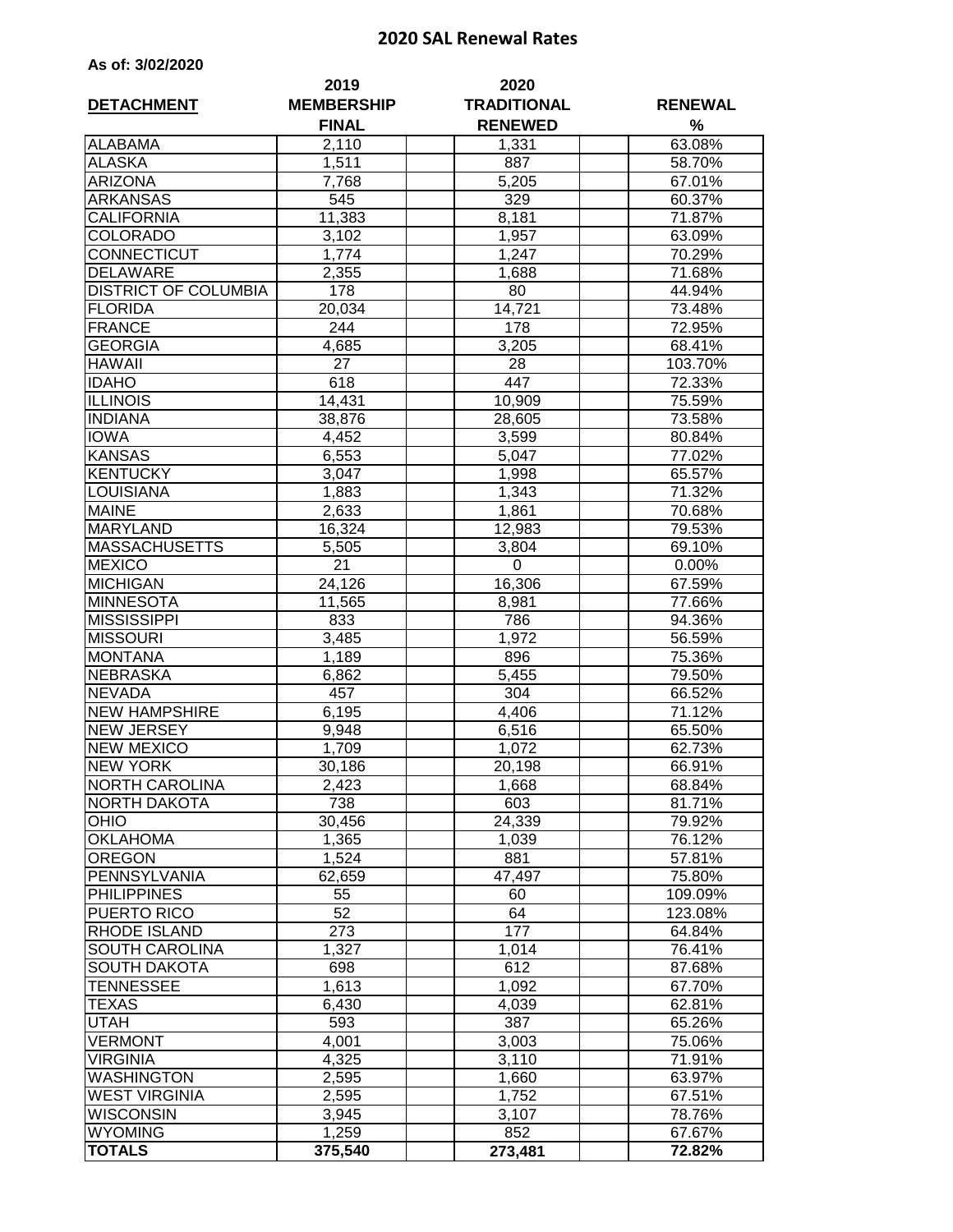# 2020 SAL Renewal Rates

**As of: 3/02/2020**

| DETACHMENT | 2019 MEMBERSHIP FINAL | 2020 TRADITIONAL RENEWED | RENEWAL % |
|---|---|---|---|
| ALABAMA | 2,110 | 1,331 | 63.08% |
| ALASKA | 1,511 | 887 | 58.70% |
| ARIZONA | 7,768 | 5,205 | 67.01% |
| ARKANSAS | 545 | 329 | 60.37% |
| CALIFORNIA | 11,383 | 8,181 | 71.87% |
| COLORADO | 3,102 | 1,957 | 63.09% |
| CONNECTICUT | 1,774 | 1,247 | 70.29% |
| DELAWARE | 2,355 | 1,688 | 71.68% |
| DISTRICT OF COLUMBIA | 178 | 80 | 44.94% |
| FLORIDA | 20,034 | 14,721 | 73.48% |
| FRANCE | 244 | 178 | 72.95% |
| GEORGIA | 4,685 | 3,205 | 68.41% |
| HAWAII | 27 | 28 | 103.70% |
| IDAHO | 618 | 447 | 72.33% |
| ILLINOIS | 14,431 | 10,909 | 75.59% |
| INDIANA | 38,876 | 28,605 | 73.58% |
| IOWA | 4,452 | 3,599 | 80.84% |
| KANSAS | 6,553 | 5,047 | 77.02% |
| KENTUCKY | 3,047 | 1,998 | 65.57% |
| LOUISIANA | 1,883 | 1,343 | 71.32% |
| MAINE | 2,633 | 1,861 | 70.68% |
| MARYLAND | 16,324 | 12,983 | 79.53% |
| MASSACHUSETTS | 5,505 | 3,804 | 69.10% |
| MEXICO | 21 | 0 | 0.00% |
| MICHIGAN | 24,126 | 16,306 | 67.59% |
| MINNESOTA | 11,565 | 8,981 | 77.66% |
| MISSISSIPPI | 833 | 786 | 94.36% |
| MISSOURI | 3,485 | 1,972 | 56.59% |
| MONTANA | 1,189 | 896 | 75.36% |
| NEBRASKA | 6,862 | 5,455 | 79.50% |
| NEVADA | 457 | 304 | 66.52% |
| NEW HAMPSHIRE | 6,195 | 4,406 | 71.12% |
| NEW JERSEY | 9,948 | 6,516 | 65.50% |
| NEW MEXICO | 1,709 | 1,072 | 62.73% |
| NEW YORK | 30,186 | 20,198 | 66.91% |
| NORTH CAROLINA | 2,423 | 1,668 | 68.84% |
| NORTH DAKOTA | 738 | 603 | 81.71% |
| OHIO | 30,456 | 24,339 | 79.92% |
| OKLAHOMA | 1,365 | 1,039 | 76.12% |
| OREGON | 1,524 | 881 | 57.81% |
| PENNSYLVANIA | 62,659 | 47,497 | 75.80% |
| PHILIPPINES | 55 | 60 | 109.09% |
| PUERTO RICO | 52 | 64 | 123.08% |
| RHODE ISLAND | 273 | 177 | 64.84% |
| SOUTH CAROLINA | 1,327 | 1,014 | 76.41% |
| SOUTH DAKOTA | 698 | 612 | 87.68% |
| TENNESSEE | 1,613 | 1,092 | 67.70% |
| TEXAS | 6,430 | 4,039 | 62.81% |
| UTAH | 593 | 387 | 65.26% |
| VERMONT | 4,001 | 3,003 | 75.06% |
| VIRGINIA | 4,325 | 3,110 | 71.91% |
| WASHINGTON | 2,595 | 1,660 | 63.97% |
| WEST VIRGINIA | 2,595 | 1,752 | 67.51% |
| WISCONSIN | 3,945 | 3,107 | 78.76% |
| WYOMING | 1,259 | 852 | 67.67% |
| **TOTALS** | **375,540** | **273,481** | **72.82%** |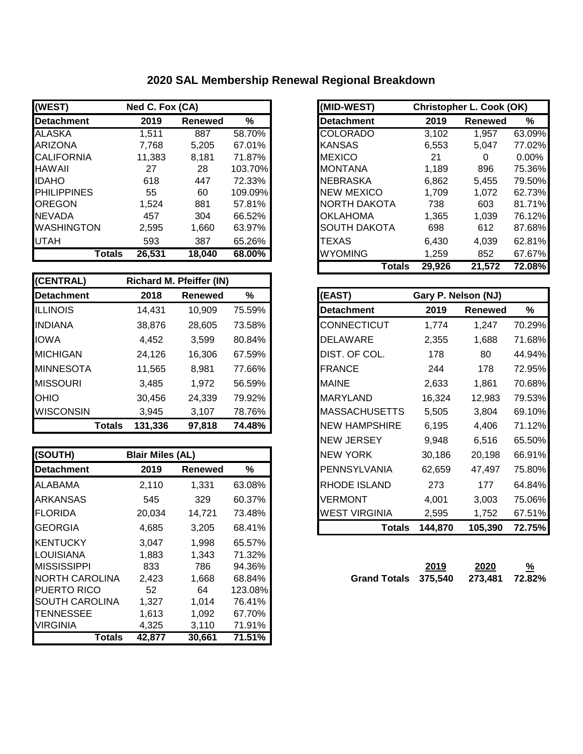# 2020 SAL Membership Renewal Regional Breakdown

| (WEST) | Ned C. Fox (CA) | | |
|---|---|---|---|
| **Detachment** | **2019** | **Renewed** | **%** |
| ALASKA | 1,511 | 887 | 58.70% |
| ARIZONA | 7,768 | 5,205 | 67.01% |
| CALIFORNIA | 11,383 | 8,181 | 71.87% |
| HAWAII | 27 | 28 | 103.70% |
| IDAHO | 618 | 447 | 72.33% |
| PHILIPPINES | 55 | 60 | 109.09% |
| OREGON | 1,524 | 881 | 57.81% |
| NEVADA | 457 | 304 | 66.52% |
| WASHINGTON | 2,595 | 1,660 | 63.97% |
| UTAH | 593 | 387 | 65.26% |
| **Totals** | **26,531** | **18,040** | **68.00%** |

| (MID-WEST) | Christopher L. Cook (OK) | | |
|---|---|---|---|
| **Detachment** | **2019** | **Renewed** | **%** |
| COLORADO | 3,102 | 1,957 | 63.09% |
| KANSAS | 6,553 | 5,047 | 77.02% |
| MEXICO | 21 | 0 | 0.00% |
| MONTANA | 1,189 | 896 | 75.36% |
| NEBRASKA | 6,862 | 5,455 | 79.50% |
| NEW MEXICO | 1,709 | 1,072 | 62.73% |
| NORTH DAKOTA | 738 | 603 | 81.71% |
| OKLAHOMA | 1,365 | 1,039 | 76.12% |
| SOUTH DAKOTA | 698 | 612 | 87.68% |
| TEXAS | 6,430 | 4,039 | 62.81% |
| WYOMING | 1,259 | 852 | 67.67% |
| **Totals** | **29,926** | **21,572** | **72.08%** |

| (CENTRAL) | Richard M. Pfeiffer (IN) | | |
|---|---|---|---|
| **Detachment** | **2018** | **Renewed** | **%** |
| ILLINOIS | 14,431 | 10,909 | 75.59% |
| INDIANA | 38,876 | 28,605 | 73.58% |
| IOWA | 4,452 | 3,599 | 80.84% |
| MICHIGAN | 24,126 | 16,306 | 67.59% |
| MINNESOTA | 11,565 | 8,981 | 77.66% |
| MISSOURI | 3,485 | 1,972 | 56.59% |
| OHIO | 30,456 | 24,339 | 79.92% |
| WISCONSIN | 3,945 | 3,107 | 78.76% |
| **Totals** | **131,336** | **97,818** | **74.48%** |

| (EAST) | Gary P. Nelson (NJ) | | |
|---|---|---|---|
| **Detachment** | **2019** | **Renewed** | **%** |
| CONNECTICUT | 1,774 | 1,247 | 70.29% |
| DELAWARE | 2,355 | 1,688 | 71.68% |
| DIST. OF COL. | 178 | 80 | 44.94% |
| FRANCE | 244 | 178 | 72.95% |
| MAINE | 2,633 | 1,861 | 70.68% |
| MARYLAND | 16,324 | 12,983 | 79.53% |
| MASSACHUSETTS | 5,505 | 3,804 | 69.10% |
| NEW HAMPSHIRE | 6,195 | 4,406 | 71.12% |
| NEW JERSEY | 9,948 | 6,516 | 65.50% |
| NEW YORK | 30,186 | 20,198 | 66.91% |
| PENNSYLVANIA | 62,659 | 47,497 | 75.80% |
| RHODE ISLAND | 273 | 177 | 64.84% |
| VERMONT | 4,001 | 3,003 | 75.06% |
| WEST VIRGINIA | 2,595 | 1,752 | 67.51% |
| **Totals** | **144,870** | **105,390** | **72.75%** |

| (SOUTH) | Blair Miles (AL) | | |
|---|---|---|---|
| **Detachment** | **2019** | **Renewed** | **%** |
| ALABAMA | 2,110 | 1,331 | 63.08% |
| ARKANSAS | 545 | 329 | 60.37% |
| FLORIDA | 20,034 | 14,721 | 73.48% |
| GEORGIA | 4,685 | 3,205 | 68.41% |
| KENTUCKY | 3,047 | 1,998 | 65.57% |
| LOUISIANA | 1,883 | 1,343 | 71.32% |
| MISSISSIPPI | 833 | 786 | 94.36% |
| NORTH CAROLINA | 2,423 | 1,668 | 68.84% |
| PUERTO RICO | 52 | 64 | 123.08% |
| SOUTH CAROLINA | 1,327 | 1,014 | 76.41% |
| TENNESSEE | 1,613 | 1,092 | 67.70% |
| VIRGINIA | 4,325 | 3,110 | 71.91% |
| **Totals** | **42,877** | **30,661** | **71.51%** |

| | 2019 | 2020 | % |
|---|---|---|---|
| **Grand Totals** | **375,540** | **273,481** | **72.82%** |